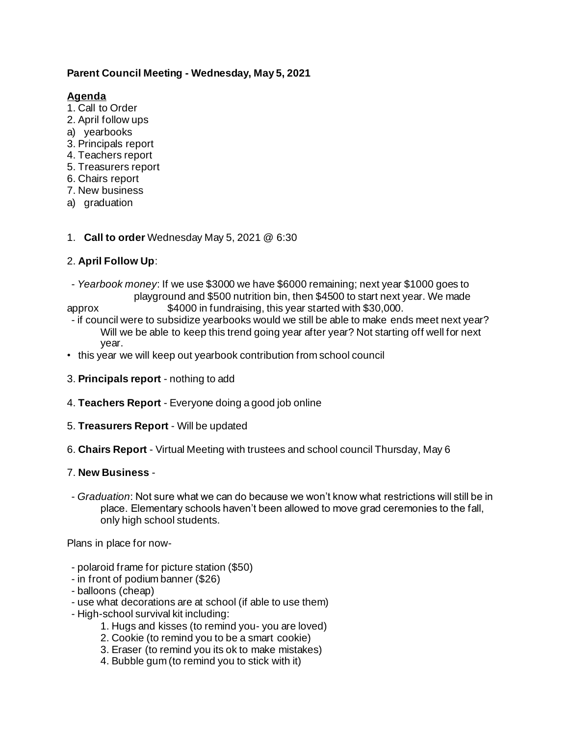**Parent Council Meeting - Wednesday, May 5, 2021**

**Agenda**

1. Call to Order
2. April follow ups
   a) yearbooks
3. Principals report
4. Teachers report
5. Treasurers report
6. Chairs report
7. New business
   a) graduation

1. **Call to order** Wednesday May 5, 2021 @ 6:30

2. **April Follow Up**:

- *Yearbook money*: If we use $3000 we have $6000 remaining; next year $1000 goes to playground and $500 nutrition bin, then $4500 to start next year. We made approx $4000 in fundraising, this year started with $30,000.
- if council were to subsidize yearbooks would we still be able to make ends meet next year? Will we be able to keep this trend going year after year? Not starting off well for next year.

• this year we will keep out yearbook contribution from school council

3. **Principals report** - nothing to add

4. **Teachers Report** - Everyone doing a good job online

5. **Treasurers Report** - Will be updated

6. **Chairs Report** - Virtual Meeting with trustees and school council Thursday, May 6

7. **New Business** -

- *Graduation*: Not sure what we can do because we won't know what restrictions will still be in place. Elementary schools haven't been allowed to move grad ceremonies to the fall, only high school students.

Plans in place for now-

- polaroid frame for picture station ($50)
- in front of podium banner ($26)
- balloons (cheap)
- use what decorations are at school (if able to use them)
- High-school survival kit including:
  1. Hugs and kisses (to remind you- you are loved)
  2. Cookie (to remind you to be a smart cookie)
  3. Eraser (to remind you its ok to make mistakes)
  4. Bubble gum (to remind you to stick with it)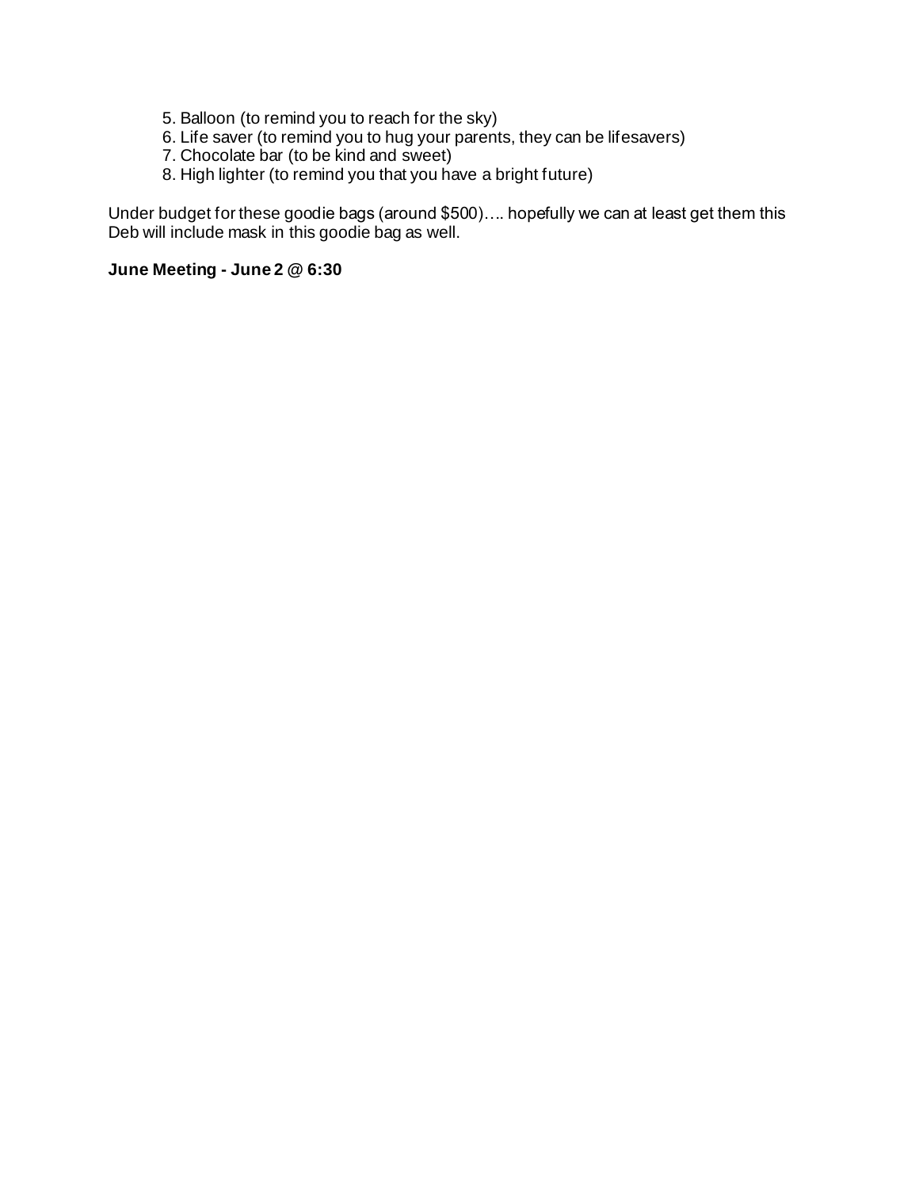5. Balloon (to remind you to reach for the sky)
6. Life saver (to remind you to hug your parents, they can be lifesavers)
7. Chocolate bar (to be kind and sweet)
8. High lighter (to remind you that you have a bright future)

Under budget for these goodie bags (around $500)…. hopefully we can at least get them this Deb will include mask in this goodie bag as well.

**June Meeting - June 2 @ 6:30**